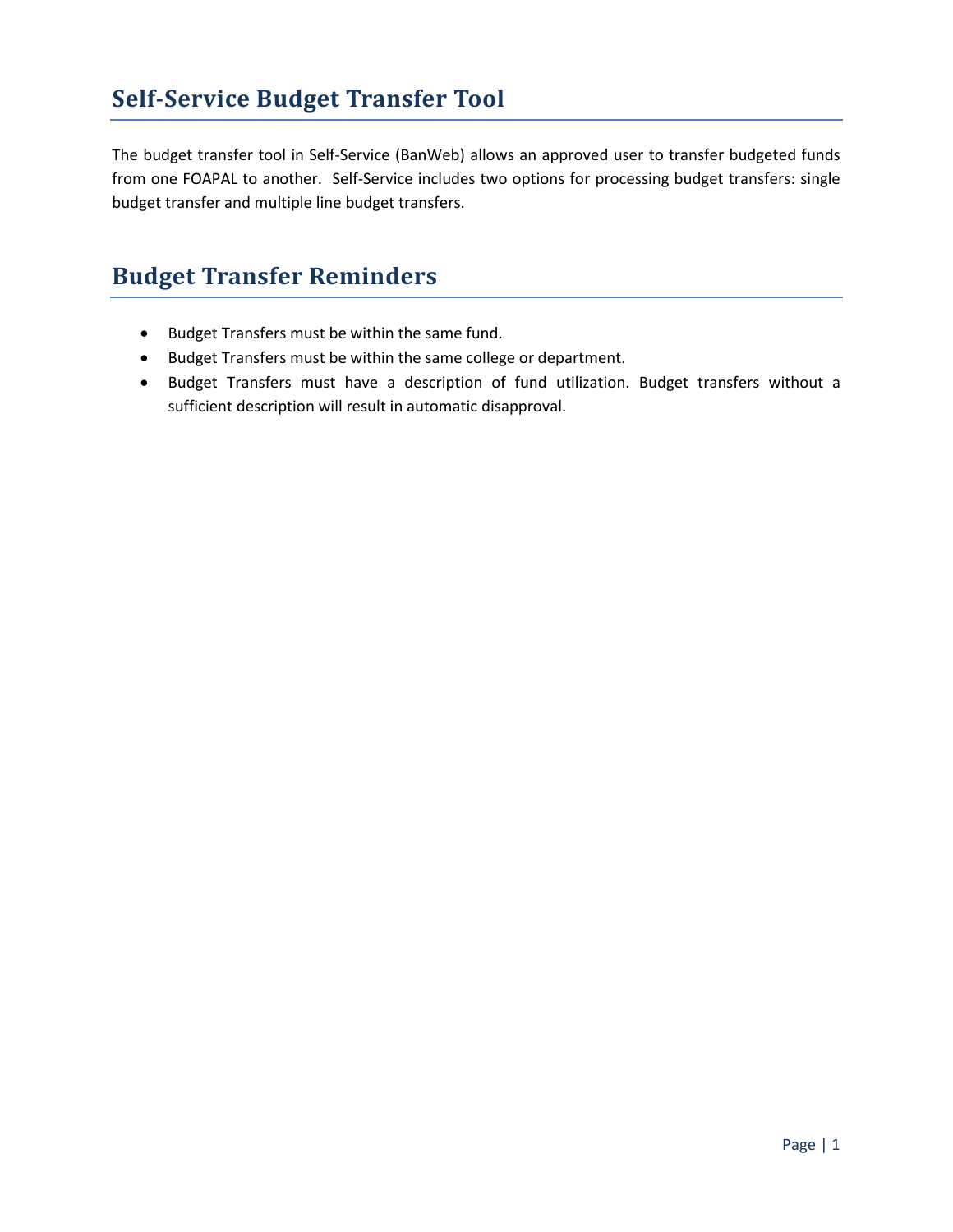## Self-Service Budget Transfer Tool

The budget transfer tool in Self-Service (BanWeb) allows an approved user to transfer budgeted funds from one FOAPAL to another. Self-Service includes two options for processing budget transfers: single budget transfer and multiple line budget transfers.

## Budget Transfer Reminders

- Budget Transfers must be within the same fund.
- Budget Transfers must be within the same college or department.
- Budget Transfers must have a description of fund utilization. Budget transfers without a sufficient description will result in automatic disapproval.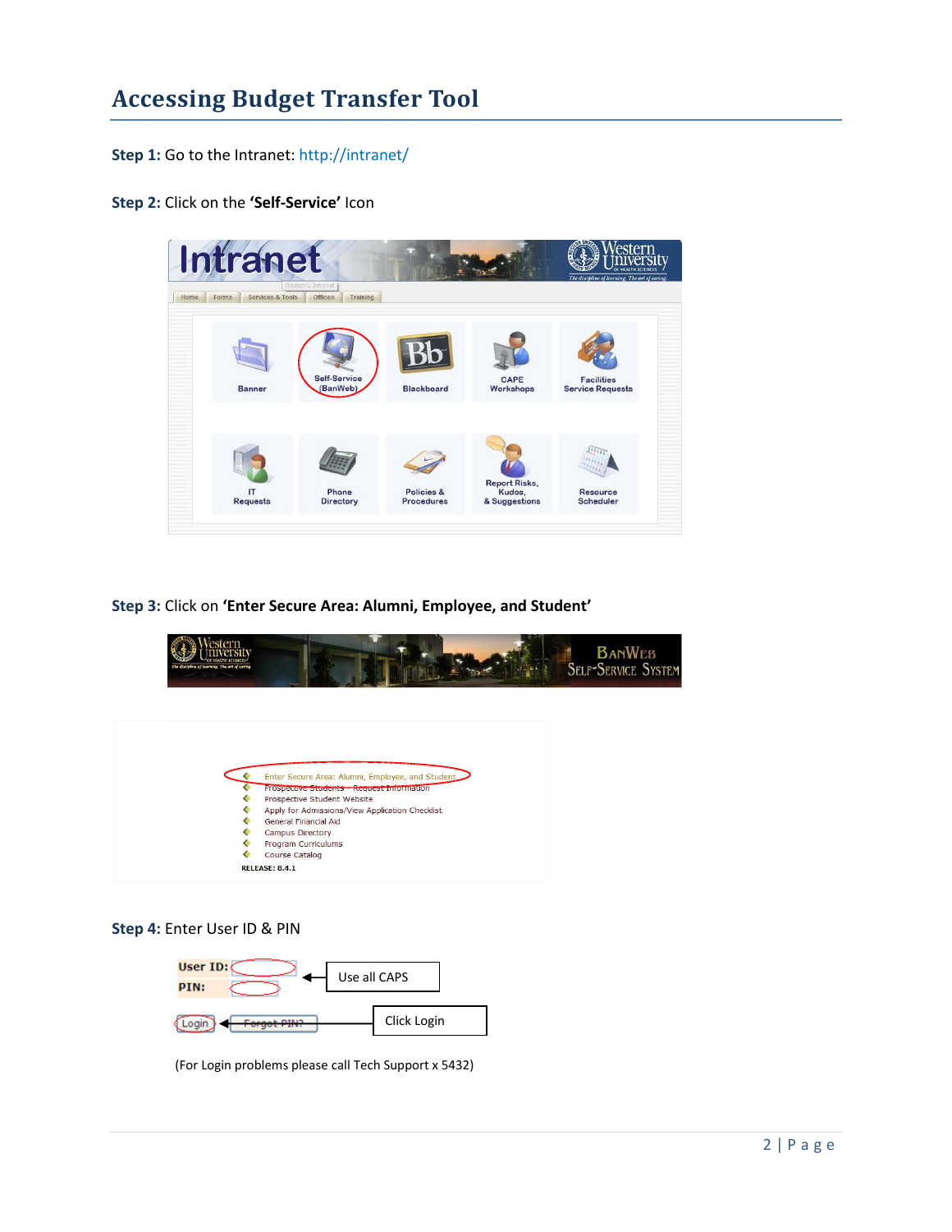# Accessing Budget Transfer Tool

**Step 1:** Go to the Intranet: http://intranet/

**Step 2:** Click on the **'Self-Service'** Icon

**Step 3:** Click on **'Enter Secure Area: Alumni, Employee, and Student'**

**Step 4:** Enter User ID & PIN

(For Login problems please call Tech Support x 5432)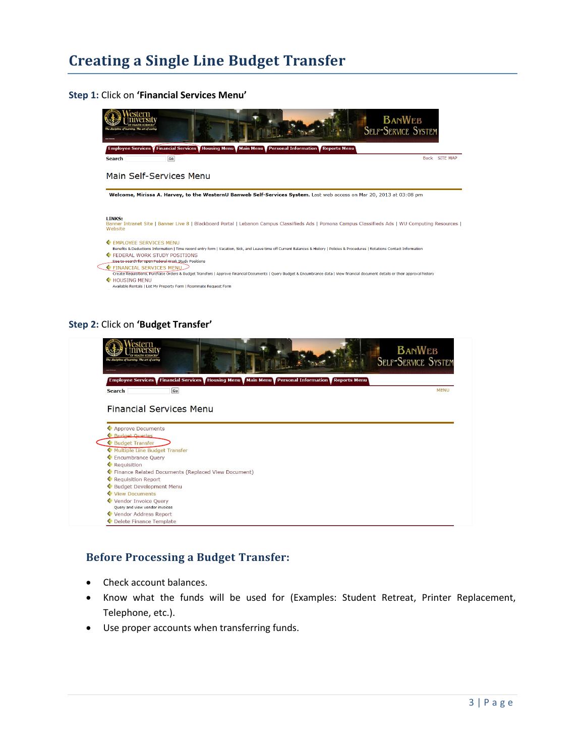# Creating a Single Line Budget Transfer

**Step 1:** Click on **'Financial Services Menu'**

**Step 2:** Click on **'Budget Transfer'**

## Before Processing a Budget Transfer:

- Check account balances.
- Know what the funds will be used for (Examples: Student Retreat, Printer Replacement, Telephone, etc.).
- Use proper accounts when transferring funds.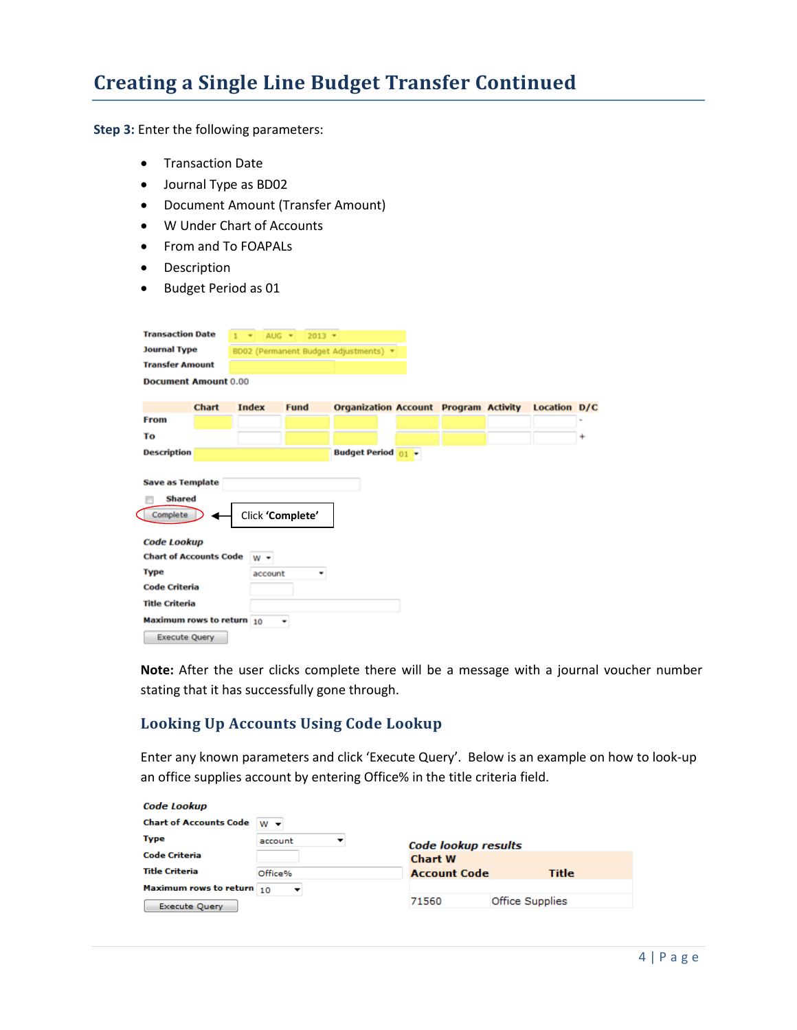## Creating a Single Line Budget Transfer Continued

**Step 3:** Enter the following parameters:

- Transaction Date
- Journal Type as BD02
- Document Amount (Transfer Amount)
- W Under Chart of Accounts
- From and To FOAPALs
- Description
- Budget Period as 01

Transaction Date 1 AUG 2013
Journal Type BD02 (Permanent Budget Adjustments)
Transfer Amount
Document Amount 0.00

| | Chart | Index | Fund | Organization | Account | Program | Activity | Location | D/C |
|---|---|---|---|---|---|---|---|---|---|
| From | | | | | | | | | - |
| To | | | | | | | | | + |

Description Budget Period 01

Save as Template

Shared

Complete ← Click **'Complete'**

*Code Lookup*
Chart of Accounts Code W
Type account
Code Criteria
Title Criteria
Maximum rows to return 10
Execute Query

**Note:** After the user clicks complete there will be a message with a journal voucher number stating that it has successfully gone through.

### Looking Up Accounts Using Code Lookup

Enter any known parameters and click 'Execute Query'. Below is an example on how to look-up an office supplies account by entering Office% in the title criteria field.

*Code Lookup*
Chart of Accounts Code W
Type account
Code Criteria
Title Criteria Office%
Maximum rows to return 10
Execute Query

*Code lookup results*

**Chart W**

| Account Code | Title |
|---|---|
| 71560 | Office Supplies |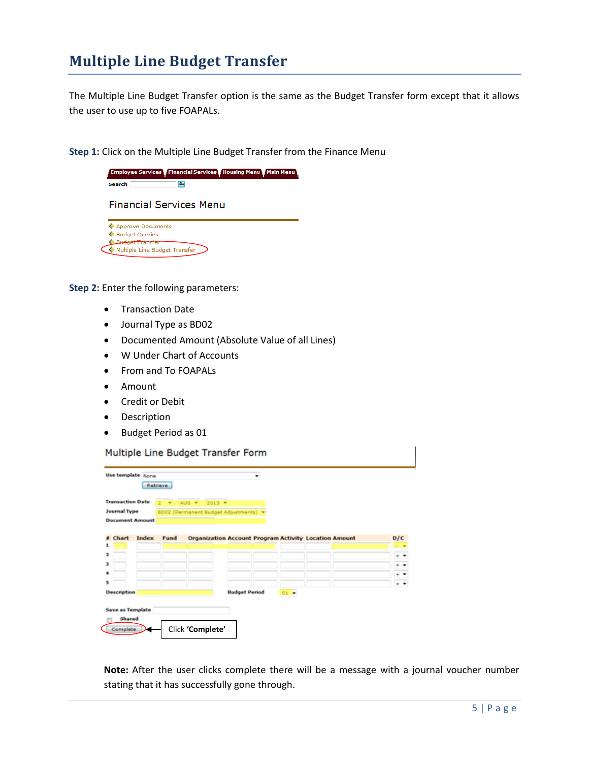# Multiple Line Budget Transfer

The Multiple Line Budget Transfer option is the same as the Budget Transfer form except that it allows the user to use up to five FOAPALs.

**Step 1:** Click on the Multiple Line Budget Transfer from the Finance Menu

**Step 2:** Enter the following parameters:

- Transaction Date
- Journal Type as BD02
- Documented Amount (Absolute Value of all Lines)
- W Under Chart of Accounts
- From and To FOAPALs
- Amount
- Credit or Debit
- Description
- Budget Period as 01

Click **'Complete'**

**Note:** After the user clicks complete there will be a message with a journal voucher number stating that it has successfully gone through.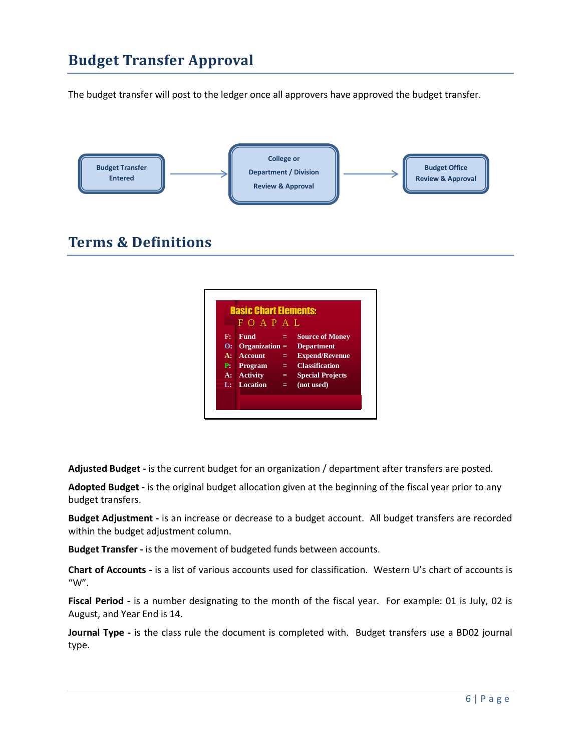## Budget Transfer Approval

The budget transfer will post to the ledger once all approvers have approved the budget transfer.

Budget Transfer Entered → College or Department / Division Review & Approval → Budget Office Review & Approval

## Terms & Definitions

**Basic Chart Elements:**
F O A P A L

| | | | |
|---|---|---|---|
| F: | Fund | = | Source of Money |
| O: | Organization | = | Department |
| A: | Account | = | Expend/Revenue |
| P: | Program | = | Classification |
| A: | Activity | = | Special Projects |
| L: | Location | = | (not used) |

**Adjusted Budget -** is the current budget for an organization / department after transfers are posted.

**Adopted Budget -** is the original budget allocation given at the beginning of the fiscal year prior to any budget transfers.

**Budget Adjustment -** is an increase or decrease to a budget account. All budget transfers are recorded within the budget adjustment column.

**Budget Transfer -** is the movement of budgeted funds between accounts.

**Chart of Accounts -** is a list of various accounts used for classification. Western U's chart of accounts is "W".

**Fiscal Period -** is a number designating to the month of the fiscal year. For example: 01 is July, 02 is August, and Year End is 14.

**Journal Type -** is the class rule the document is completed with. Budget transfers use a BD02 journal type.